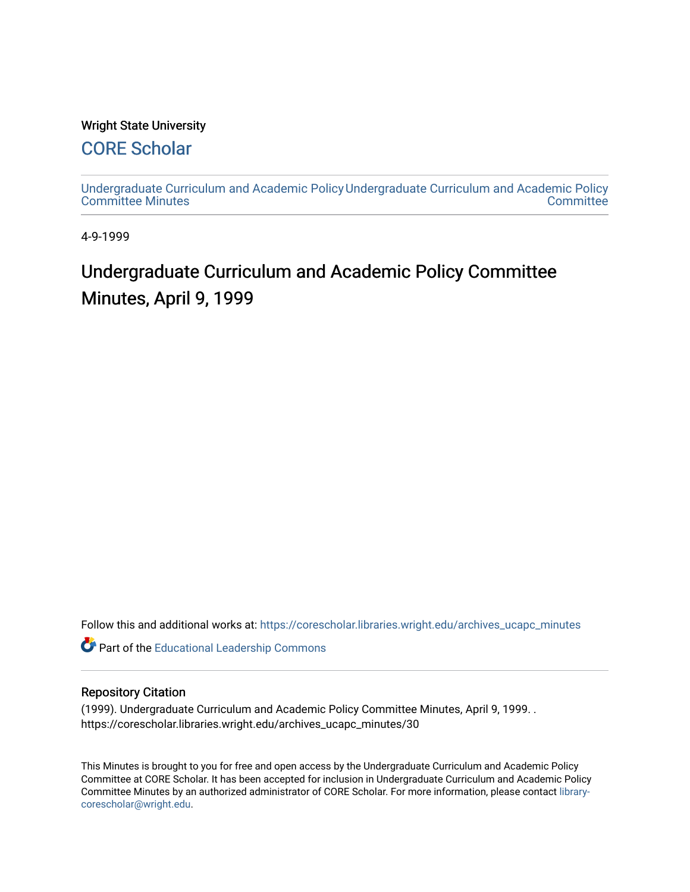Wright State University

## CORE Scholar

Undergraduate Curriculum and Academic Policy Committee Minutes

Undergraduate Curriculum and Academic Policy Committee

4-9-1999

# Undergraduate Curriculum and Academic Policy Committee Minutes, April 9, 1999

Follow this and additional works at: https://corescholar.libraries.wright.edu/archives_ucapc_minutes

Part of the Educational Leadership Commons

## Repository Citation

(1999). Undergraduate Curriculum and Academic Policy Committee Minutes, April 9, 1999. . https://corescholar.libraries.wright.edu/archives_ucapc_minutes/30

This Minutes is brought to you for free and open access by the Undergraduate Curriculum and Academic Policy Committee at CORE Scholar. It has been accepted for inclusion in Undergraduate Curriculum and Academic Policy Committee Minutes by an authorized administrator of CORE Scholar. For more information, please contact library-corescholar@wright.edu.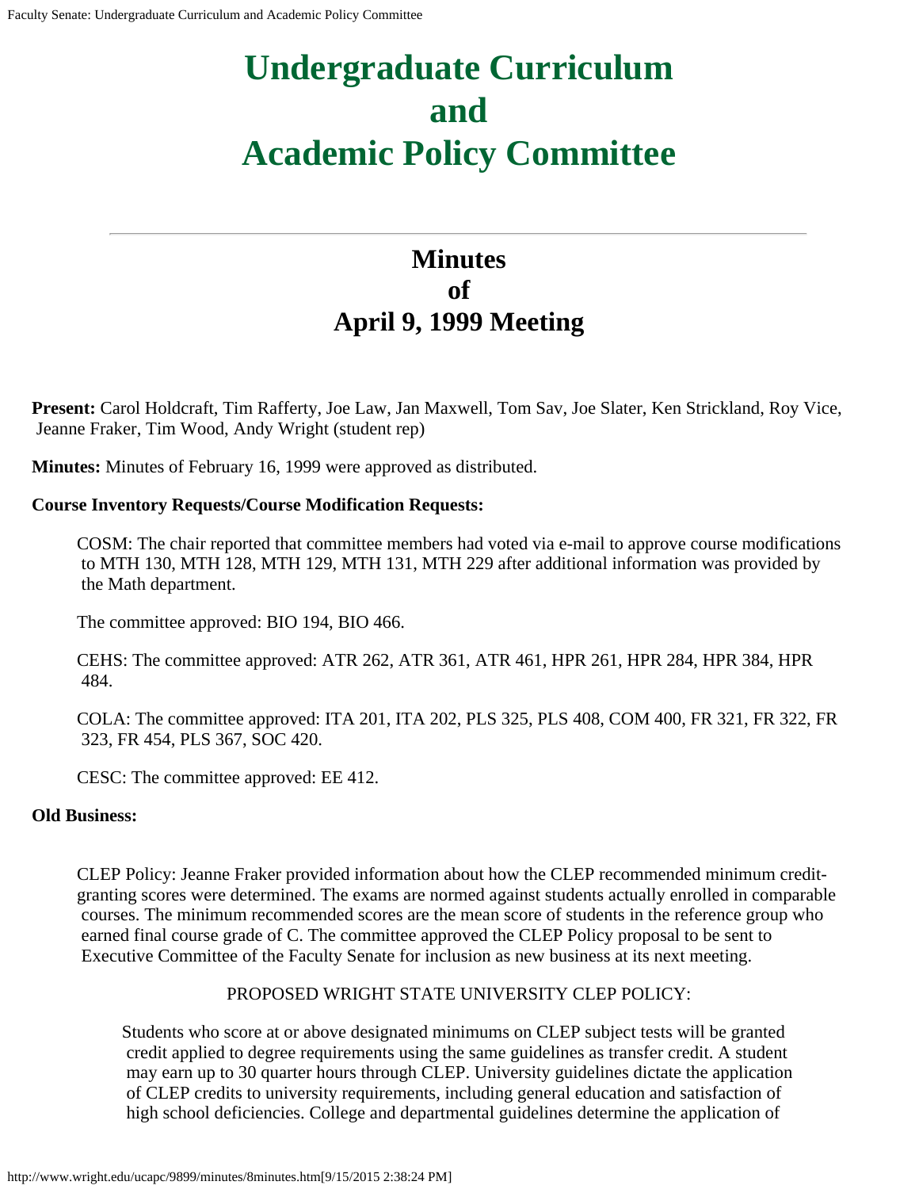# Undergraduate Curriculum and Academic Policy Committee

## Minutes of April 9, 1999 Meeting

**Present:** Carol Holdcraft, Tim Rafferty, Joe Law, Jan Maxwell, Tom Sav, Joe Slater, Ken Strickland, Roy Vice, Jeanne Fraker, Tim Wood, Andy Wright (student rep)

**Minutes:** Minutes of February 16, 1999 were approved as distributed.

**Course Inventory Requests/Course Modification Requests:**

COSM: The chair reported that committee members had voted via e-mail to approve course modifications to MTH 130, MTH 128, MTH 129, MTH 131, MTH 229 after additional information was provided by the Math department.

The committee approved: BIO 194, BIO 466.

CEHS: The committee approved: ATR 262, ATR 361, ATR 461, HPR 261, HPR 284, HPR 384, HPR 484.

COLA: The committee approved: ITA 201, ITA 202, PLS 325, PLS 408, COM 400, FR 321, FR 322, FR 323, FR 454, PLS 367, SOC 420.

CESC: The committee approved: EE 412.

**Old Business:**

CLEP Policy: Jeanne Fraker provided information about how the CLEP recommended minimum credit-granting scores were determined. The exams are normed against students actually enrolled in comparable courses. The minimum recommended scores are the mean score of students in the reference group who earned final course grade of C. The committee approved the CLEP Policy proposal to be sent to Executive Committee of the Faculty Senate for inclusion as new business at its next meeting.

PROPOSED WRIGHT STATE UNIVERSITY CLEP POLICY:

Students who score at or above designated minimums on CLEP subject tests will be granted credit applied to degree requirements using the same guidelines as transfer credit. A student may earn up to 30 quarter hours through CLEP. University guidelines dictate the application of CLEP credits to university requirements, including general education and satisfaction of high school deficiencies. College and departmental guidelines determine the application of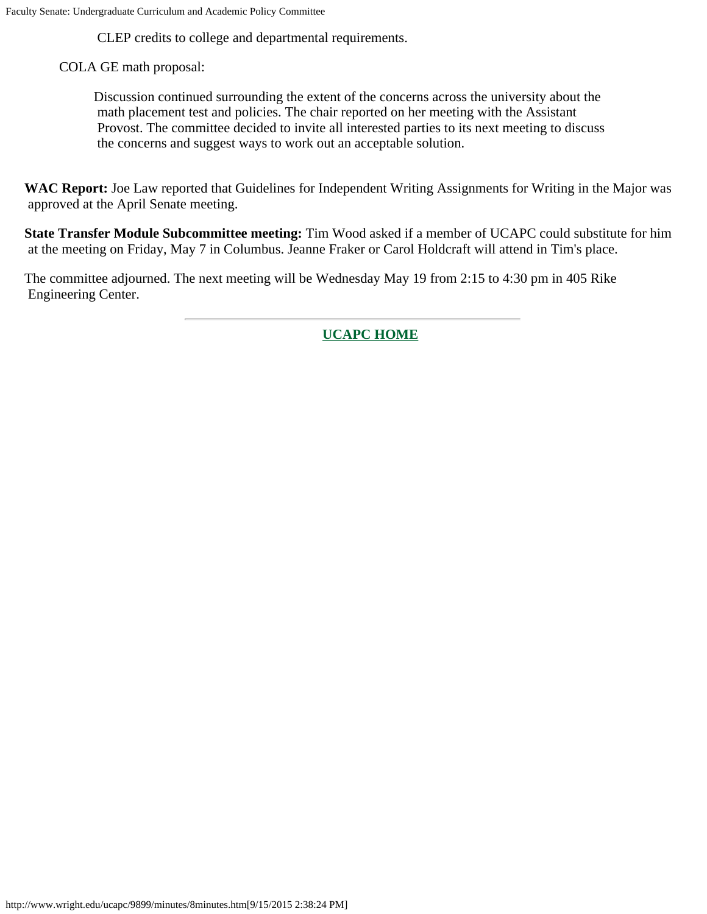CLEP credits to college and departmental requirements.

COLA GE math proposal:

Discussion continued surrounding the extent of the concerns across the university about the math placement test and policies. The chair reported on her meeting with the Assistant Provost. The committee decided to invite all interested parties to its next meeting to discuss the concerns and suggest ways to work out an acceptable solution.

**WAC Report:** Joe Law reported that Guidelines for Independent Writing Assignments for Writing in the Major was approved at the April Senate meeting.

**State Transfer Module Subcommittee meeting:** Tim Wood asked if a member of UCAPC could substitute for him at the meeting on Friday, May 7 in Columbus. Jeanne Fraker or Carol Holdcraft will attend in Tim's place.

The committee adjourned. The next meeting will be Wednesday May 19 from 2:15 to 4:30 pm in 405 Rike Engineering Center.

---

**UCAPC HOME**